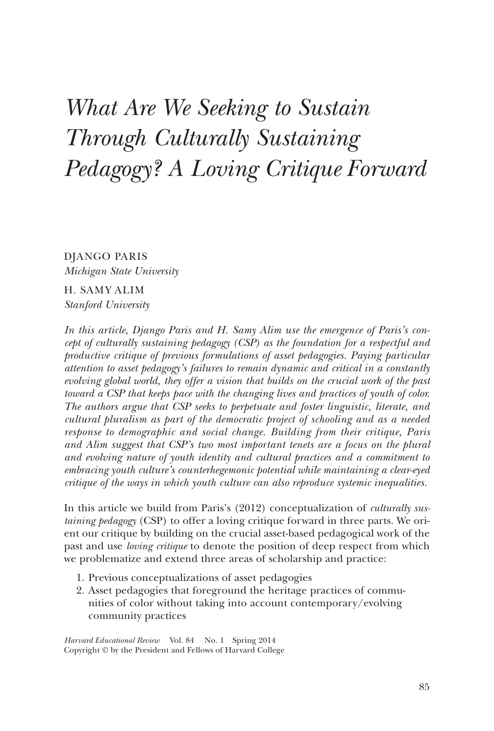# *What Are We Seeking to Sustain Through Culturally Sustaining Pedagogy? A Loving Critique Forward*

DJANGO PARIS
*Michigan State University*

H. SAMY ALIM
*Stanford University*

*In this article, Django Paris and H. Samy Alim use the emergence of Paris's concept of culturally sustaining pedagogy (CSP) as the foundation for a respectful and productive critique of previous formulations of asset pedagogies. Paying particular attention to asset pedagogy's failures to remain dynamic and critical in a constantly evolving global world, they offer a vision that builds on the crucial work of the past toward a CSP that keeps pace with the changing lives and practices of youth of color. The authors argue that CSP seeks to perpetuate and foster linguistic, literate, and cultural pluralism as part of the democratic project of schooling and as a needed response to demographic and social change. Building from their critique, Paris and Alim suggest that CSP's two most important tenets are a focus on the plural and evolving nature of youth identity and cultural practices and a commitment to embracing youth culture's counterhegemonic potential while maintaining a clear-eyed critique of the ways in which youth culture can also reproduce systemic inequalities.*

In this article we build from Paris's (2012) conceptualization of *culturally sustaining pedagogy* (CSP) to offer a loving critique forward in three parts. We orient our critique by building on the crucial asset-based pedagogical work of the past and use *loving critique* to denote the position of deep respect from which we problematize and extend three areas of scholarship and practice:

1. Previous conceptualizations of asset pedagogies
2. Asset pedagogies that foreground the heritage practices of communities of color without taking into account contemporary/evolving community practices

*Harvard Educational Review* Vol. 84 No. 1 Spring 2014
Copyright © by the President and Fellows of Harvard College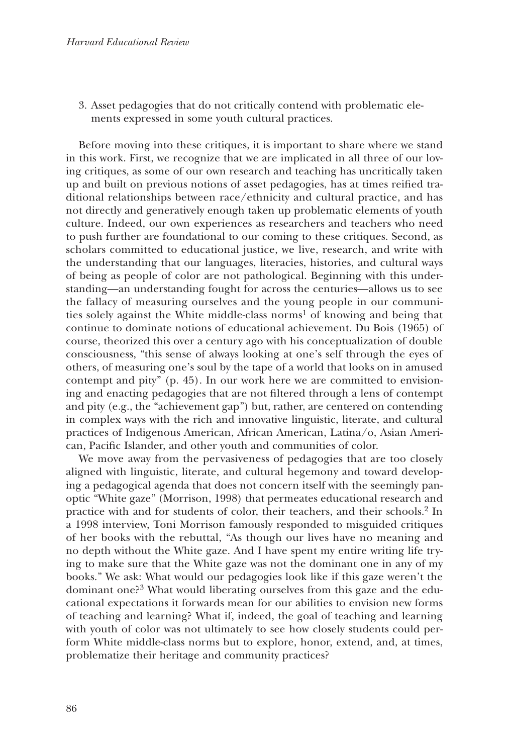3. Asset pedagogies that do not critically contend with problematic elements expressed in some youth cultural practices.

Before moving into these critiques, it is important to share where we stand in this work. First, we recognize that we are implicated in all three of our loving critiques, as some of our own research and teaching has uncritically taken up and built on previous notions of asset pedagogies, has at times reified traditional relationships between race/ethnicity and cultural practice, and has not directly and generatively enough taken up problematic elements of youth culture. Indeed, our own experiences as researchers and teachers who need to push further are foundational to our coming to these critiques. Second, as scholars committed to educational justice, we live, research, and write with the understanding that our languages, literacies, histories, and cultural ways of being as people of color are not pathological. Beginning with this understanding—an understanding fought for across the centuries—allows us to see the fallacy of measuring ourselves and the young people in our communities solely against the White middle-class norms[1] of knowing and being that continue to dominate notions of educational achievement. Du Bois (1965) of course, theorized this over a century ago with his conceptualization of double consciousness, "this sense of always looking at one's self through the eyes of others, of measuring one's soul by the tape of a world that looks on in amused contempt and pity" (p. 45). In our work here we are committed to envisioning and enacting pedagogies that are not filtered through a lens of contempt and pity (e.g., the "achievement gap") but, rather, are centered on contending in complex ways with the rich and innovative linguistic, literate, and cultural practices of Indigenous American, African American, Latina/o, Asian American, Pacific Islander, and other youth and communities of color.

We move away from the pervasiveness of pedagogies that are too closely aligned with linguistic, literate, and cultural hegemony and toward developing a pedagogical agenda that does not concern itself with the seemingly panoptic "White gaze" (Morrison, 1998) that permeates educational research and practice with and for students of color, their teachers, and their schools.[2] In a 1998 interview, Toni Morrison famously responded to misguided critiques of her books with the rebuttal, "As though our lives have no meaning and no depth without the White gaze. And I have spent my entire writing life trying to make sure that the White gaze was not the dominant one in any of my books." We ask: What would our pedagogies look like if this gaze weren't the dominant one?[3] What would liberating ourselves from this gaze and the educational expectations it forwards mean for our abilities to envision new forms of teaching and learning? What if, indeed, the goal of teaching and learning with youth of color was not ultimately to see how closely students could perform White middle-class norms but to explore, honor, extend, and, at times, problematize their heritage and community practices?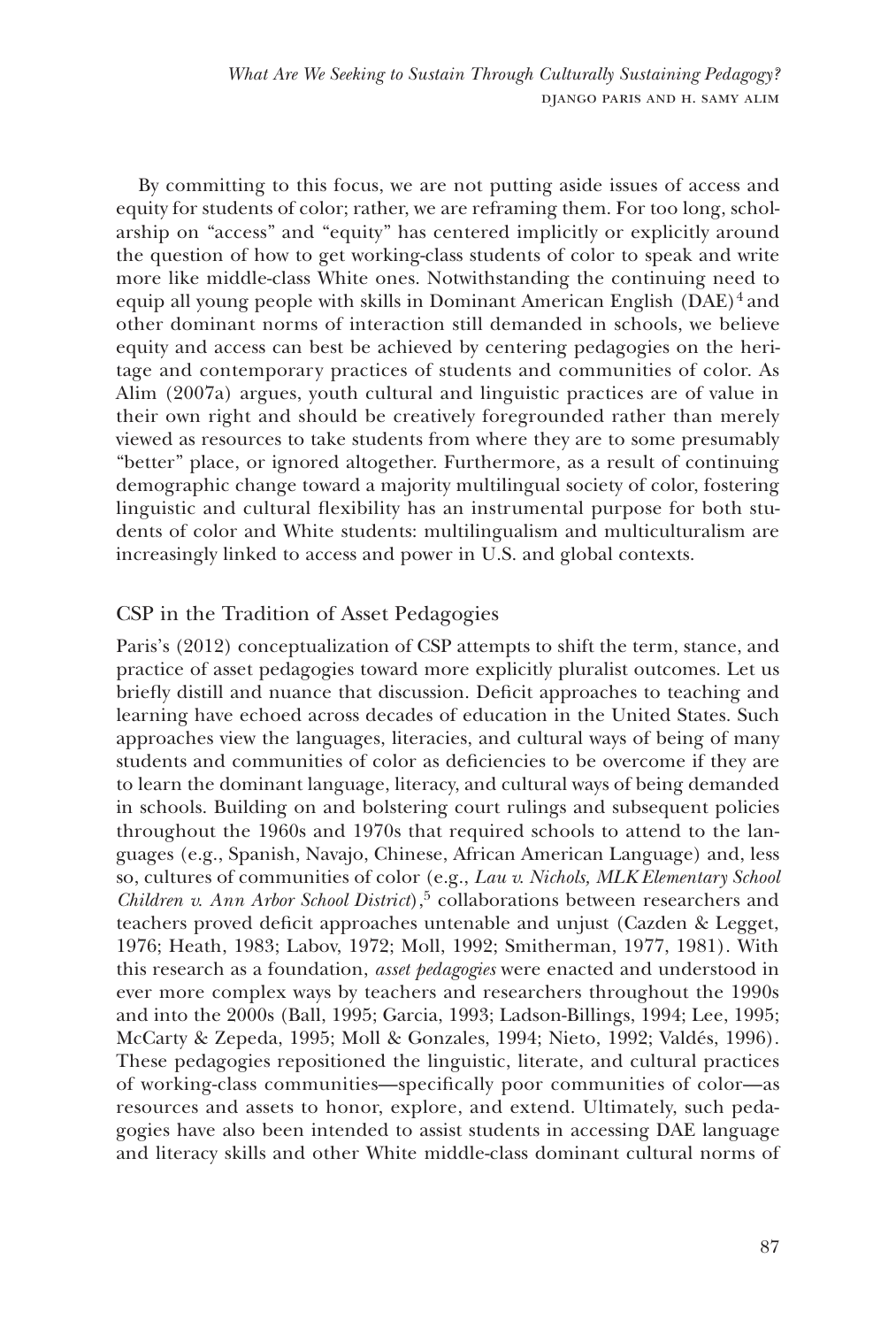By committing to this focus, we are not putting aside issues of access and equity for students of color; rather, we are reframing them. For too long, scholarship on "access" and "equity" has centered implicitly or explicitly around the question of how to get working-class students of color to speak and write more like middle-class White ones. Notwithstanding the continuing need to equip all young people with skills in Dominant American English (DAE)[4] and other dominant norms of interaction still demanded in schools, we believe equity and access can best be achieved by centering pedagogies on the heritage and contemporary practices of students and communities of color. As Alim (2007a) argues, youth cultural and linguistic practices are of value in their own right and should be creatively foregrounded rather than merely viewed as resources to take students from where they are to some presumably "better" place, or ignored altogether. Furthermore, as a result of continuing demographic change toward a majority multilingual society of color, fostering linguistic and cultural flexibility has an instrumental purpose for both students of color and White students: multilingualism and multiculturalism are increasingly linked to access and power in U.S. and global contexts.

## CSP in the Tradition of Asset Pedagogies

Paris's (2012) conceptualization of CSP attempts to shift the term, stance, and practice of asset pedagogies toward more explicitly pluralist outcomes. Let us briefly distill and nuance that discussion. Deficit approaches to teaching and learning have echoed across decades of education in the United States. Such approaches view the languages, literacies, and cultural ways of being of many students and communities of color as deficiencies to be overcome if they are to learn the dominant language, literacy, and cultural ways of being demanded in schools. Building on and bolstering court rulings and subsequent policies throughout the 1960s and 1970s that required schools to attend to the languages (e.g., Spanish, Navajo, Chinese, African American Language) and, less so, cultures of communities of color (e.g., *Lau v. Nichols, MLK Elementary School Children v. Ann Arbor School District*),[5] collaborations between researchers and teachers proved deficit approaches untenable and unjust (Cazden & Legget, 1976; Heath, 1983; Labov, 1972; Moll, 1992; Smitherman, 1977, 1981). With this research as a foundation, *asset pedagogies* were enacted and understood in ever more complex ways by teachers and researchers throughout the 1990s and into the 2000s (Ball, 1995; Garcia, 1993; Ladson-Billings, 1994; Lee, 1995; McCarty & Zepeda, 1995; Moll & Gonzales, 1994; Nieto, 1992; Valdés, 1996). These pedagogies repositioned the linguistic, literate, and cultural practices of working-class communities—specifically poor communities of color—as resources and assets to honor, explore, and extend. Ultimately, such pedagogies have also been intended to assist students in accessing DAE language and literacy skills and other White middle-class dominant cultural norms of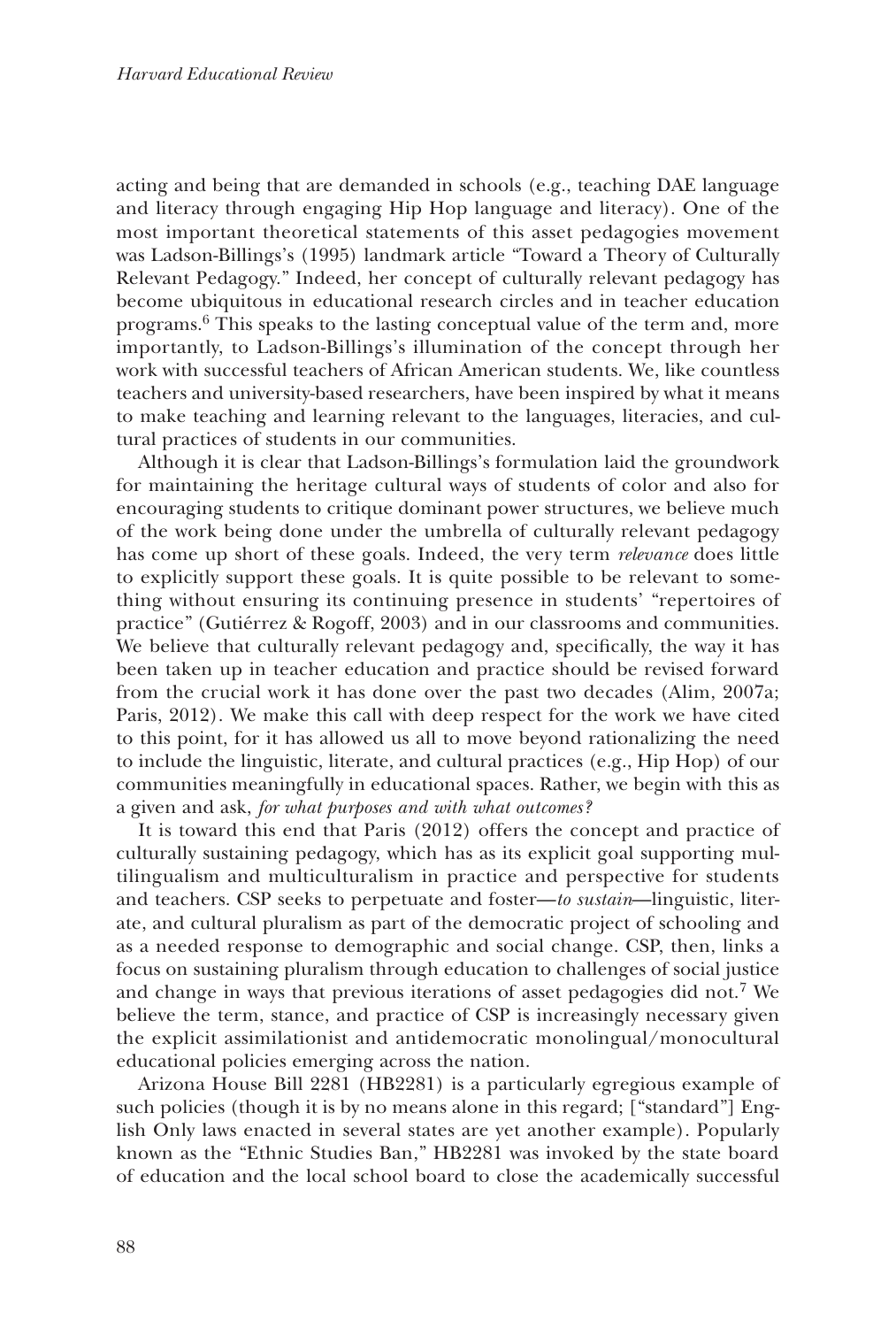acting and being that are demanded in schools (e.g., teaching DAE language and literacy through engaging Hip Hop language and literacy). One of the most important theoretical statements of this asset pedagogies movement was Ladson-Billings's (1995) landmark article "Toward a Theory of Culturally Relevant Pedagogy." Indeed, her concept of culturally relevant pedagogy has become ubiquitous in educational research circles and in teacher education programs.[6] This speaks to the lasting conceptual value of the term and, more importantly, to Ladson-Billings's illumination of the concept through her work with successful teachers of African American students. We, like countless teachers and university-based researchers, have been inspired by what it means to make teaching and learning relevant to the languages, literacies, and cultural practices of students in our communities.

Although it is clear that Ladson-Billings's formulation laid the groundwork for maintaining the heritage cultural ways of students of color and also for encouraging students to critique dominant power structures, we believe much of the work being done under the umbrella of culturally relevant pedagogy has come up short of these goals. Indeed, the very term *relevance* does little to explicitly support these goals. It is quite possible to be relevant to something without ensuring its continuing presence in students' "repertoires of practice" (Gutiérrez & Rogoff, 2003) and in our classrooms and communities. We believe that culturally relevant pedagogy and, specifically, the way it has been taken up in teacher education and practice should be revised forward from the crucial work it has done over the past two decades (Alim, 2007a; Paris, 2012). We make this call with deep respect for the work we have cited to this point, for it has allowed us all to move beyond rationalizing the need to include the linguistic, literate, and cultural practices (e.g., Hip Hop) of our communities meaningfully in educational spaces. Rather, we begin with this as a given and ask, *for what purposes and with what outcomes?*

It is toward this end that Paris (2012) offers the concept and practice of culturally sustaining pedagogy, which has as its explicit goal supporting multilingualism and multiculturalism in practice and perspective for students and teachers. CSP seeks to perpetuate and foster—*to sustain*—linguistic, literate, and cultural pluralism as part of the democratic project of schooling and as a needed response to demographic and social change. CSP, then, links a focus on sustaining pluralism through education to challenges of social justice and change in ways that previous iterations of asset pedagogies did not.[7] We believe the term, stance, and practice of CSP is increasingly necessary given the explicit assimilationist and antidemocratic monolingual/monocultural educational policies emerging across the nation.

Arizona House Bill 2281 (HB2281) is a particularly egregious example of such policies (though it is by no means alone in this regard; ["standard"] English Only laws enacted in several states are yet another example). Popularly known as the "Ethnic Studies Ban," HB2281 was invoked by the state board of education and the local school board to close the academically successful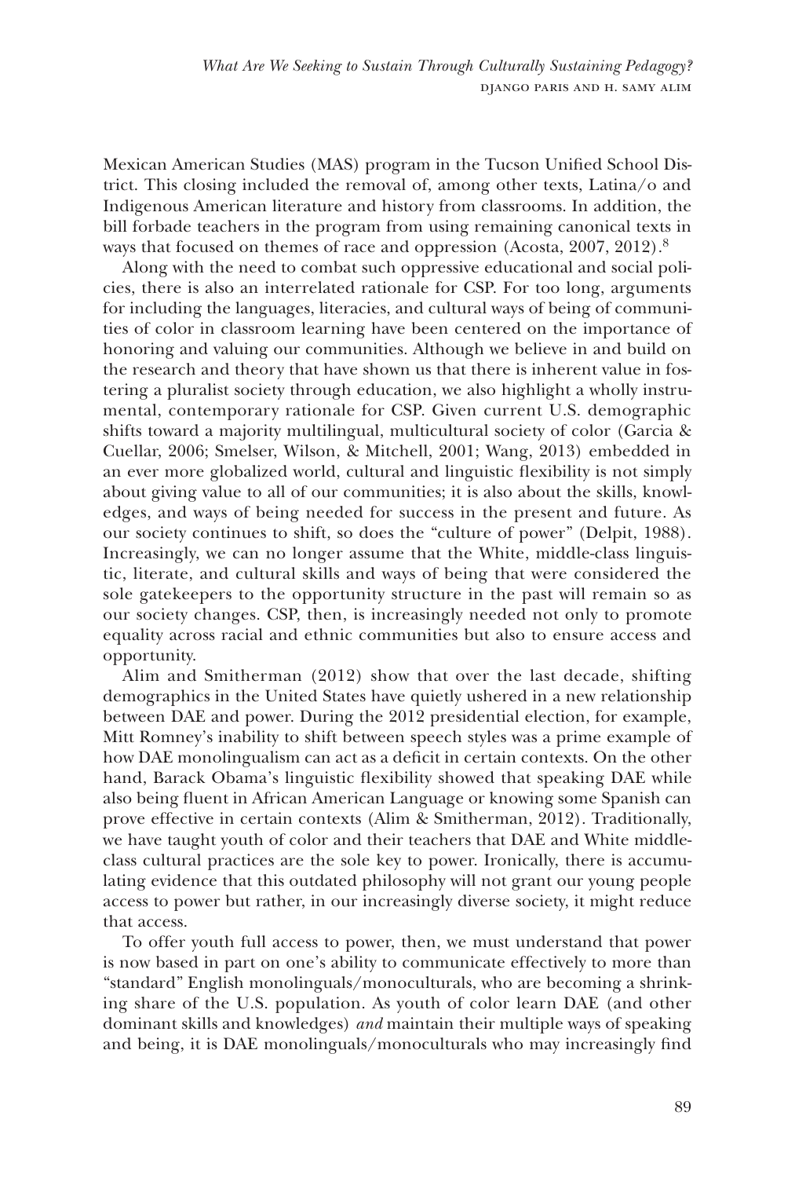Mexican American Studies (MAS) program in the Tucson Unified School District. This closing included the removal of, among other texts, Latina/o and Indigenous American literature and history from classrooms. In addition, the bill forbade teachers in the program from using remaining canonical texts in ways that focused on themes of race and oppression (Acosta, 2007, 2012).[8]

Along with the need to combat such oppressive educational and social policies, there is also an interrelated rationale for CSP. For too long, arguments for including the languages, literacies, and cultural ways of being of communities of color in classroom learning have been centered on the importance of honoring and valuing our communities. Although we believe in and build on the research and theory that have shown us that there is inherent value in fostering a pluralist society through education, we also highlight a wholly instrumental, contemporary rationale for CSP. Given current U.S. demographic shifts toward a majority multilingual, multicultural society of color (Garcia & Cuellar, 2006; Smelser, Wilson, & Mitchell, 2001; Wang, 2013) embedded in an ever more globalized world, cultural and linguistic flexibility is not simply about giving value to all of our communities; it is also about the skills, knowledges, and ways of being needed for success in the present and future. As our society continues to shift, so does the "culture of power" (Delpit, 1988). Increasingly, we can no longer assume that the White, middle-class linguistic, literate, and cultural skills and ways of being that were considered the sole gatekeepers to the opportunity structure in the past will remain so as our society changes. CSP, then, is increasingly needed not only to promote equality across racial and ethnic communities but also to ensure access and opportunity.

Alim and Smitherman (2012) show that over the last decade, shifting demographics in the United States have quietly ushered in a new relationship between DAE and power. During the 2012 presidential election, for example, Mitt Romney's inability to shift between speech styles was a prime example of how DAE monolingualism can act as a deficit in certain contexts. On the other hand, Barack Obama's linguistic flexibility showed that speaking DAE while also being fluent in African American Language or knowing some Spanish can prove effective in certain contexts (Alim & Smitherman, 2012). Traditionally, we have taught youth of color and their teachers that DAE and White middle-class cultural practices are the sole key to power. Ironically, there is accumulating evidence that this outdated philosophy will not grant our young people access to power but rather, in our increasingly diverse society, it might reduce that access.

To offer youth full access to power, then, we must understand that power is now based in part on one's ability to communicate effectively to more than "standard" English monolinguals/monoculturals, who are becoming a shrinking share of the U.S. population. As youth of color learn DAE (and other dominant skills and knowledges) *and* maintain their multiple ways of speaking and being, it is DAE monolinguals/monoculturals who may increasingly find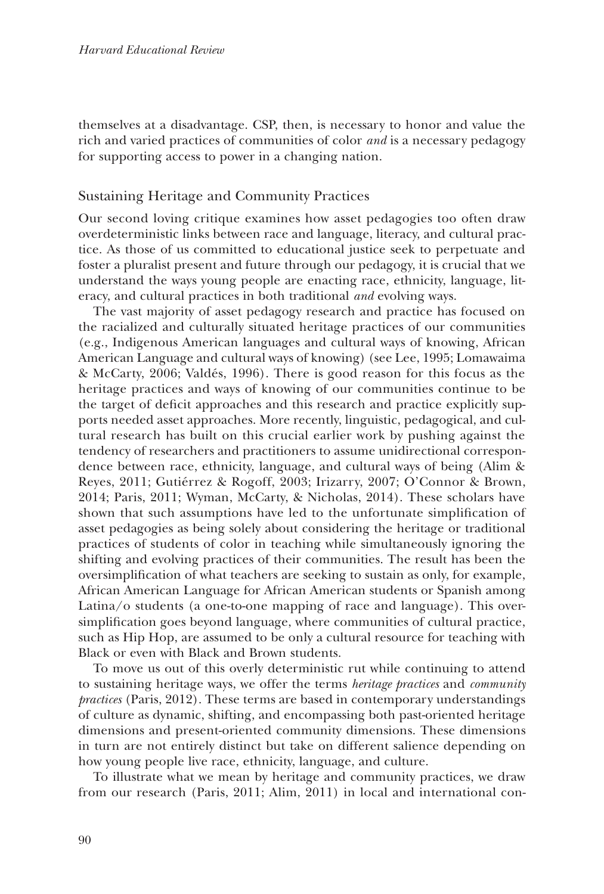themselves at a disadvantage. CSP, then, is necessary to honor and value the rich and varied practices of communities of color *and* is a necessary pedagogy for supporting access to power in a changing nation.

## Sustaining Heritage and Community Practices

Our second loving critique examines how asset pedagogies too often draw overdeterministic links between race and language, literacy, and cultural practice. As those of us committed to educational justice seek to perpetuate and foster a pluralist present and future through our pedagogy, it is crucial that we understand the ways young people are enacting race, ethnicity, language, literacy, and cultural practices in both traditional *and* evolving ways.

The vast majority of asset pedagogy research and practice has focused on the racialized and culturally situated heritage practices of our communities (e.g., Indigenous American languages and cultural ways of knowing, African American Language and cultural ways of knowing) (see Lee, 1995; Lomawaima & McCarty, 2006; Valdés, 1996). There is good reason for this focus as the heritage practices and ways of knowing of our communities continue to be the target of deficit approaches and this research and practice explicitly supports needed asset approaches. More recently, linguistic, pedagogical, and cultural research has built on this crucial earlier work by pushing against the tendency of researchers and practitioners to assume unidirectional correspondence between race, ethnicity, language, and cultural ways of being (Alim & Reyes, 2011; Gutiérrez & Rogoff, 2003; Irizarry, 2007; O'Connor & Brown, 2014; Paris, 2011; Wyman, McCarty, & Nicholas, 2014). These scholars have shown that such assumptions have led to the unfortunate simplification of asset pedagogies as being solely about considering the heritage or traditional practices of students of color in teaching while simultaneously ignoring the shifting and evolving practices of their communities. The result has been the oversimplification of what teachers are seeking to sustain as only, for example, African American Language for African American students or Spanish among Latina/o students (a one-to-one mapping of race and language). This oversimplification goes beyond language, where communities of cultural practice, such as Hip Hop, are assumed to be only a cultural resource for teaching with Black or even with Black and Brown students.

To move us out of this overly deterministic rut while continuing to attend to sustaining heritage ways, we offer the terms *heritage practices* and *community practices* (Paris, 2012). These terms are based in contemporary understandings of culture as dynamic, shifting, and encompassing both past-oriented heritage dimensions and present-oriented community dimensions. These dimensions in turn are not entirely distinct but take on different salience depending on how young people live race, ethnicity, language, and culture.

To illustrate what we mean by heritage and community practices, we draw from our research (Paris, 2011; Alim, 2011) in local and international con-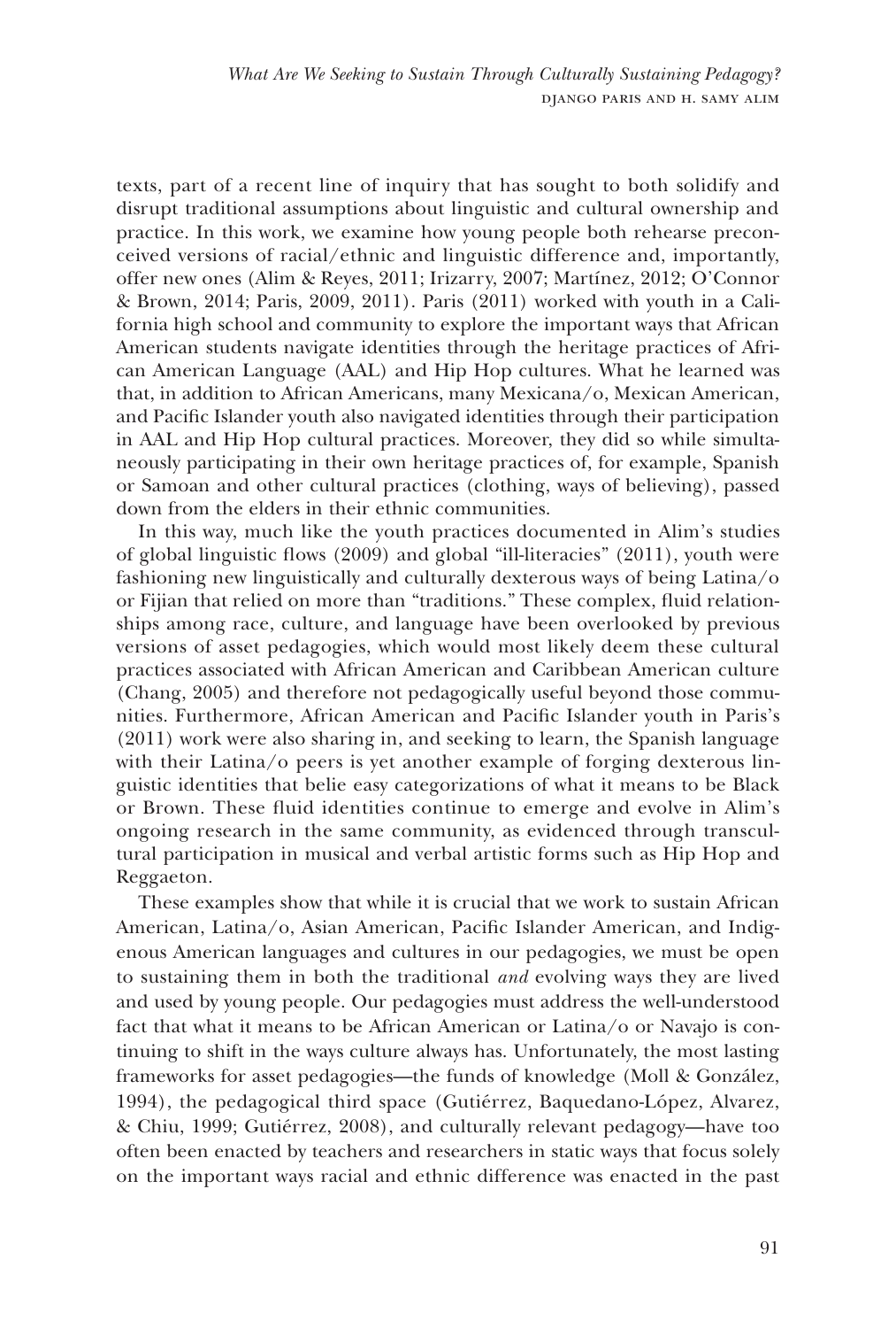texts, part of a recent line of inquiry that has sought to both solidify and disrupt traditional assumptions about linguistic and cultural ownership and practice. In this work, we examine how young people both rehearse preconceived versions of racial/ethnic and linguistic difference and, importantly, offer new ones (Alim & Reyes, 2011; Irizarry, 2007; Martínez, 2012; O'Connor & Brown, 2014; Paris, 2009, 2011). Paris (2011) worked with youth in a California high school and community to explore the important ways that African American students navigate identities through the heritage practices of African American Language (AAL) and Hip Hop cultures. What he learned was that, in addition to African Americans, many Mexicana/o, Mexican American, and Pacific Islander youth also navigated identities through their participation in AAL and Hip Hop cultural practices. Moreover, they did so while simultaneously participating in their own heritage practices of, for example, Spanish or Samoan and other cultural practices (clothing, ways of believing), passed down from the elders in their ethnic communities.

In this way, much like the youth practices documented in Alim's studies of global linguistic flows (2009) and global "ill-literacies" (2011), youth were fashioning new linguistically and culturally dexterous ways of being Latina/o or Fijian that relied on more than "traditions." These complex, fluid relationships among race, culture, and language have been overlooked by previous versions of asset pedagogies, which would most likely deem these cultural practices associated with African American and Caribbean American culture (Chang, 2005) and therefore not pedagogically useful beyond those communities. Furthermore, African American and Pacific Islander youth in Paris's (2011) work were also sharing in, and seeking to learn, the Spanish language with their Latina/o peers is yet another example of forging dexterous linguistic identities that belie easy categorizations of what it means to be Black or Brown. These fluid identities continue to emerge and evolve in Alim's ongoing research in the same community, as evidenced through transcultural participation in musical and verbal artistic forms such as Hip Hop and Reggaeton.

These examples show that while it is crucial that we work to sustain African American, Latina/o, Asian American, Pacific Islander American, and Indigenous American languages and cultures in our pedagogies, we must be open to sustaining them in both the traditional *and* evolving ways they are lived and used by young people. Our pedagogies must address the well-understood fact that what it means to be African American or Latina/o or Navajo is continuing to shift in the ways culture always has. Unfortunately, the most lasting frameworks for asset pedagogies—the funds of knowledge (Moll & González, 1994), the pedagogical third space (Gutiérrez, Baquedano-López, Alvarez, & Chiu, 1999; Gutiérrez, 2008), and culturally relevant pedagogy—have too often been enacted by teachers and researchers in static ways that focus solely on the important ways racial and ethnic difference was enacted in the past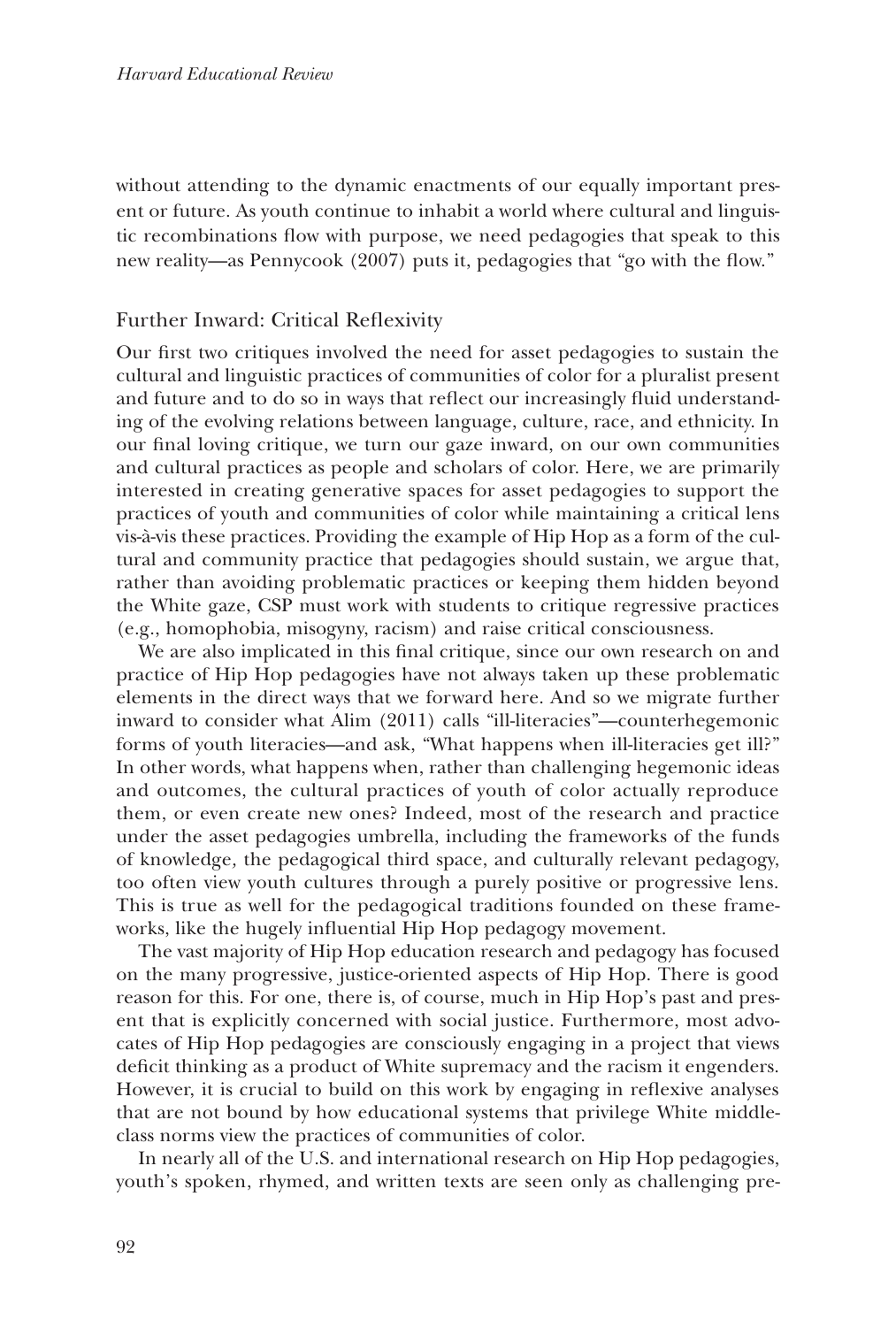without attending to the dynamic enactments of our equally important present or future. As youth continue to inhabit a world where cultural and linguistic recombinations flow with purpose, we need pedagogies that speak to this new reality—as Pennycook (2007) puts it, pedagogies that "go with the flow."

## Further Inward: Critical Reflexivity

Our first two critiques involved the need for asset pedagogies to sustain the cultural and linguistic practices of communities of color for a pluralist present and future and to do so in ways that reflect our increasingly fluid understanding of the evolving relations between language, culture, race, and ethnicity. In our final loving critique, we turn our gaze inward, on our own communities and cultural practices as people and scholars of color. Here, we are primarily interested in creating generative spaces for asset pedagogies to support the practices of youth and communities of color while maintaining a critical lens vis-à-vis these practices. Providing the example of Hip Hop as a form of the cultural and community practice that pedagogies should sustain, we argue that, rather than avoiding problematic practices or keeping them hidden beyond the White gaze, CSP must work with students to critique regressive practices (e.g., homophobia, misogyny, racism) and raise critical consciousness.

We are also implicated in this final critique, since our own research on and practice of Hip Hop pedagogies have not always taken up these problematic elements in the direct ways that we forward here. And so we migrate further inward to consider what Alim (2011) calls "ill-literacies"—counterhegemonic forms of youth literacies—and ask, "What happens when ill-literacies get ill?" In other words, what happens when, rather than challenging hegemonic ideas and outcomes, the cultural practices of youth of color actually reproduce them, or even create new ones? Indeed, most of the research and practice under the asset pedagogies umbrella, including the frameworks of the funds of knowledge, the pedagogical third space, and culturally relevant pedagogy, too often view youth cultures through a purely positive or progressive lens. This is true as well for the pedagogical traditions founded on these frameworks, like the hugely influential Hip Hop pedagogy movement.

The vast majority of Hip Hop education research and pedagogy has focused on the many progressive, justice-oriented aspects of Hip Hop. There is good reason for this. For one, there is, of course, much in Hip Hop's past and present that is explicitly concerned with social justice. Furthermore, most advocates of Hip Hop pedagogies are consciously engaging in a project that views deficit thinking as a product of White supremacy and the racism it engenders. However, it is crucial to build on this work by engaging in reflexive analyses that are not bound by how educational systems that privilege White middle-class norms view the practices of communities of color.

In nearly all of the U.S. and international research on Hip Hop pedagogies, youth's spoken, rhymed, and written texts are seen only as challenging pre-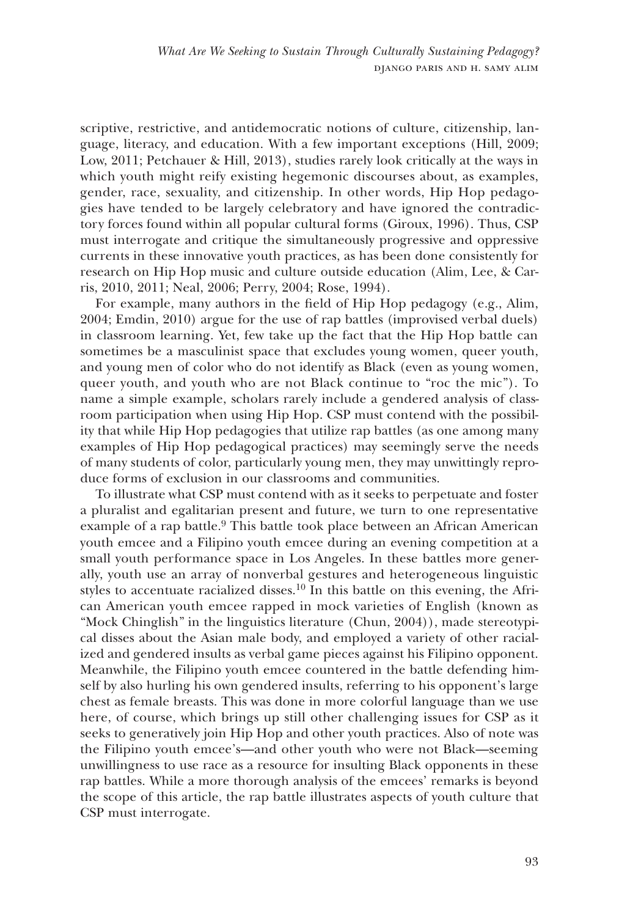scriptive, restrictive, and antidemocratic notions of culture, citizenship, language, literacy, and education. With a few important exceptions (Hill, 2009; Low, 2011; Petchauer & Hill, 2013), studies rarely look critically at the ways in which youth might reify existing hegemonic discourses about, as examples, gender, race, sexuality, and citizenship. In other words, Hip Hop pedagogies have tended to be largely celebratory and have ignored the contradictory forces found within all popular cultural forms (Giroux, 1996). Thus, CSP must interrogate and critique the simultaneously progressive and oppressive currents in these innovative youth practices, as has been done consistently for research on Hip Hop music and culture outside education (Alim, Lee, & Carris, 2010, 2011; Neal, 2006; Perry, 2004; Rose, 1994).

For example, many authors in the field of Hip Hop pedagogy (e.g., Alim, 2004; Emdin, 2010) argue for the use of rap battles (improvised verbal duels) in classroom learning. Yet, few take up the fact that the Hip Hop battle can sometimes be a masculinist space that excludes young women, queer youth, and young men of color who do not identify as Black (even as young women, queer youth, and youth who are not Black continue to "roc the mic"). To name a simple example, scholars rarely include a gendered analysis of classroom participation when using Hip Hop. CSP must contend with the possibility that while Hip Hop pedagogies that utilize rap battles (as one among many examples of Hip Hop pedagogical practices) may seemingly serve the needs of many students of color, particularly young men, they may unwittingly reproduce forms of exclusion in our classrooms and communities.

To illustrate what CSP must contend with as it seeks to perpetuate and foster a pluralist and egalitarian present and future, we turn to one representative example of a rap battle.[9] This battle took place between an African American youth emcee and a Filipino youth emcee during an evening competition at a small youth performance space in Los Angeles. In these battles more generally, youth use an array of nonverbal gestures and heterogeneous linguistic styles to accentuate racialized disses.[10] In this battle on this evening, the African American youth emcee rapped in mock varieties of English (known as "Mock Chinglish" in the linguistics literature (Chun, 2004)), made stereotypical disses about the Asian male body, and employed a variety of other racialized and gendered insults as verbal game pieces against his Filipino opponent. Meanwhile, the Filipino youth emcee countered in the battle defending himself by also hurling his own gendered insults, referring to his opponent's large chest as female breasts. This was done in more colorful language than we use here, of course, which brings up still other challenging issues for CSP as it seeks to generatively join Hip Hop and other youth practices. Also of note was the Filipino youth emcee's—and other youth who were not Black—seeming unwillingness to use race as a resource for insulting Black opponents in these rap battles. While a more thorough analysis of the emcees' remarks is beyond the scope of this article, the rap battle illustrates aspects of youth culture that CSP must interrogate.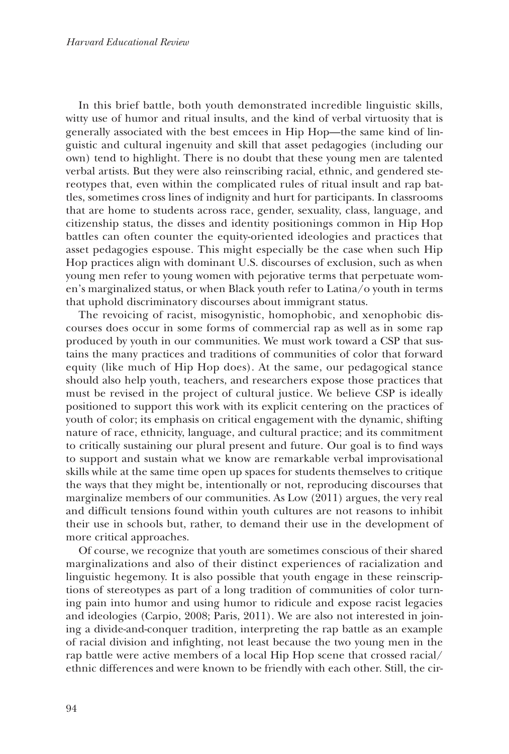In this brief battle, both youth demonstrated incredible linguistic skills, witty use of humor and ritual insults, and the kind of verbal virtuosity that is generally associated with the best emcees in Hip Hop—the same kind of linguistic and cultural ingenuity and skill that asset pedagogies (including our own) tend to highlight. There is no doubt that these young men are talented verbal artists. But they were also reinscribing racial, ethnic, and gendered stereotypes that, even within the complicated rules of ritual insult and rap battles, sometimes cross lines of indignity and hurt for participants. In classrooms that are home to students across race, gender, sexuality, class, language, and citizenship status, the disses and identity positionings common in Hip Hop battles can often counter the equity-oriented ideologies and practices that asset pedagogies espouse. This might especially be the case when such Hip Hop practices align with dominant U.S. discourses of exclusion, such as when young men refer to young women with pejorative terms that perpetuate women's marginalized status, or when Black youth refer to Latina/o youth in terms that uphold discriminatory discourses about immigrant status.

The revoicing of racist, misogynistic, homophobic, and xenophobic discourses does occur in some forms of commercial rap as well as in some rap produced by youth in our communities. We must work toward a CSP that sustains the many practices and traditions of communities of color that forward equity (like much of Hip Hop does). At the same, our pedagogical stance should also help youth, teachers, and researchers expose those practices that must be revised in the project of cultural justice. We believe CSP is ideally positioned to support this work with its explicit centering on the practices of youth of color; its emphasis on critical engagement with the dynamic, shifting nature of race, ethnicity, language, and cultural practice; and its commitment to critically sustaining our plural present and future. Our goal is to find ways to support and sustain what we know are remarkable verbal improvisational skills while at the same time open up spaces for students themselves to critique the ways that they might be, intentionally or not, reproducing discourses that marginalize members of our communities. As Low (2011) argues, the very real and difficult tensions found within youth cultures are not reasons to inhibit their use in schools but, rather, to demand their use in the development of more critical approaches.

Of course, we recognize that youth are sometimes conscious of their shared marginalizations and also of their distinct experiences of racialization and linguistic hegemony. It is also possible that youth engage in these reinscriptions of stereotypes as part of a long tradition of communities of color turning pain into humor and using humor to ridicule and expose racist legacies and ideologies (Carpio, 2008; Paris, 2011). We are also not interested in joining a divide-and-conquer tradition, interpreting the rap battle as an example of racial division and infighting, not least because the two young men in the rap battle were active members of a local Hip Hop scene that crossed racial/ethnic differences and were known to be friendly with each other. Still, the cir-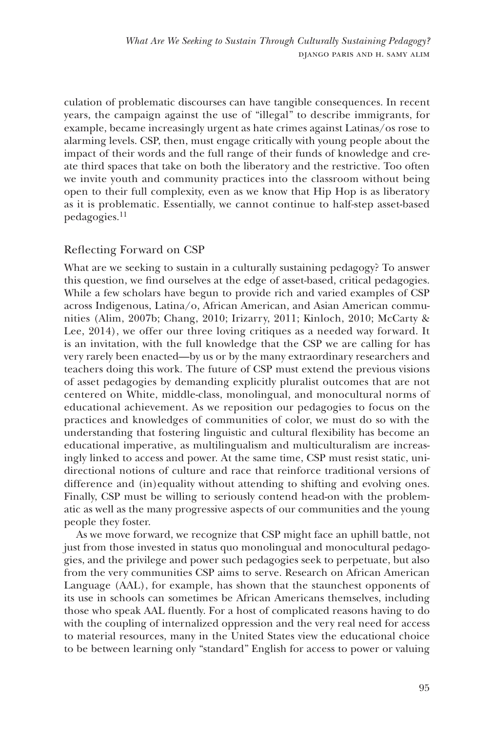culation of problematic discourses can have tangible consequences. In recent years, the campaign against the use of "illegal" to describe immigrants, for example, became increasingly urgent as hate crimes against Latinas/os rose to alarming levels. CSP, then, must engage critically with young people about the impact of their words and the full range of their funds of knowledge and create third spaces that take on both the liberatory and the restrictive. Too often we invite youth and community practices into the classroom without being open to their full complexity, even as we know that Hip Hop is as liberatory as it is problematic. Essentially, we cannot continue to half-step asset-based pedagogies.[11]

## Reflecting Forward on CSP

What are we seeking to sustain in a culturally sustaining pedagogy? To answer this question, we find ourselves at the edge of asset-based, critical pedagogies. While a few scholars have begun to provide rich and varied examples of CSP across Indigenous, Latina/o, African American, and Asian American communities (Alim, 2007b; Chang, 2010; Irizarry, 2011; Kinloch, 2010; McCarty & Lee, 2014), we offer our three loving critiques as a needed way forward. It is an invitation, with the full knowledge that the CSP we are calling for has very rarely been enacted—by us or by the many extraordinary researchers and teachers doing this work. The future of CSP must extend the previous visions of asset pedagogies by demanding explicitly pluralist outcomes that are not centered on White, middle-class, monolingual, and monocultural norms of educational achievement. As we reposition our pedagogies to focus on the practices and knowledges of communities of color, we must do so with the understanding that fostering linguistic and cultural flexibility has become an educational imperative, as multilingualism and multiculturalism are increasingly linked to access and power. At the same time, CSP must resist static, unidirectional notions of culture and race that reinforce traditional versions of difference and (in)equality without attending to shifting and evolving ones. Finally, CSP must be willing to seriously contend head-on with the problematic as well as the many progressive aspects of our communities and the young people they foster.

As we move forward, we recognize that CSP might face an uphill battle, not just from those invested in status quo monolingual and monocultural pedagogies, and the privilege and power such pedagogies seek to perpetuate, but also from the very communities CSP aims to serve. Research on African American Language (AAL), for example, has shown that the staunchest opponents of its use in schools can sometimes be African Americans themselves, including those who speak AAL fluently. For a host of complicated reasons having to do with the coupling of internalized oppression and the very real need for access to material resources, many in the United States view the educational choice to be between learning only "standard" English for access to power or valuing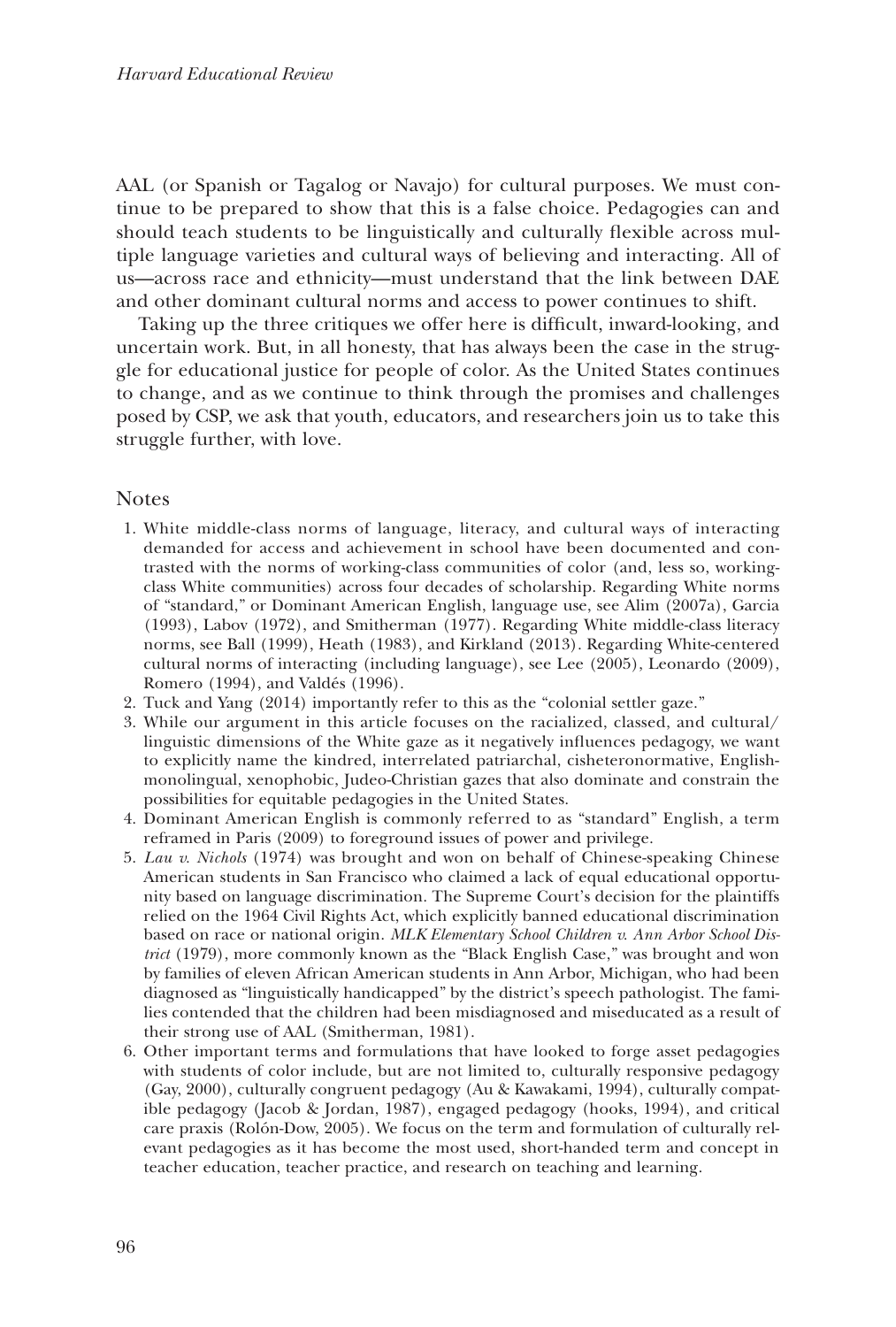AAL (or Spanish or Tagalog or Navajo) for cultural purposes. We must continue to be prepared to show that this is a false choice. Pedagogies can and should teach students to be linguistically and culturally flexible across multiple language varieties and cultural ways of believing and interacting. All of us—across race and ethnicity—must understand that the link between DAE and other dominant cultural norms and access to power continues to shift.

Taking up the three critiques we offer here is difficult, inward-looking, and uncertain work. But, in all honesty, that has always been the case in the struggle for educational justice for people of color. As the United States continues to change, and as we continue to think through the promises and challenges posed by CSP, we ask that youth, educators, and researchers join us to take this struggle further, with love.

## Notes

1. White middle-class norms of language, literacy, and cultural ways of interacting demanded for access and achievement in school have been documented and contrasted with the norms of working-class communities of color (and, less so, working-class White communities) across four decades of scholarship. Regarding White norms of "standard," or Dominant American English, language use, see Alim (2007a), Garcia (1993), Labov (1972), and Smitherman (1977). Regarding White middle-class literacy norms, see Ball (1999), Heath (1983), and Kirkland (2013). Regarding White-centered cultural norms of interacting (including language), see Lee (2005), Leonardo (2009), Romero (1994), and Valdés (1996).
2. Tuck and Yang (2014) importantly refer to this as the "colonial settler gaze."
3. While our argument in this article focuses on the racialized, classed, and cultural/linguistic dimensions of the White gaze as it negatively influences pedagogy, we want to explicitly name the kindred, interrelated patriarchal, cisheteronormative, English-monolingual, xenophobic, Judeo-Christian gazes that also dominate and constrain the possibilities for equitable pedagogies in the United States.
4. Dominant American English is commonly referred to as "standard" English, a term reframed in Paris (2009) to foreground issues of power and privilege.
5. *Lau v. Nichols* (1974) was brought and won on behalf of Chinese-speaking Chinese American students in San Francisco who claimed a lack of equal educational opportunity based on language discrimination. The Supreme Court's decision for the plaintiffs relied on the 1964 Civil Rights Act, which explicitly banned educational discrimination based on race or national origin. *MLK Elementary School Children v. Ann Arbor School District* (1979), more commonly known as the "Black English Case," was brought and won by families of eleven African American students in Ann Arbor, Michigan, who had been diagnosed as "linguistically handicapped" by the district's speech pathologist. The families contended that the children had been misdiagnosed and miseducated as a result of their strong use of AAL (Smitherman, 1981).
6. Other important terms and formulations that have looked to forge asset pedagogies with students of color include, but are not limited to, culturally responsive pedagogy (Gay, 2000), culturally congruent pedagogy (Au & Kawakami, 1994), culturally compatible pedagogy (Jacob & Jordan, 1987), engaged pedagogy (hooks, 1994), and critical care praxis (Rolón-Dow, 2005). We focus on the term and formulation of culturally relevant pedagogies as it has become the most used, short-handed term and concept in teacher education, teacher practice, and research on teaching and learning.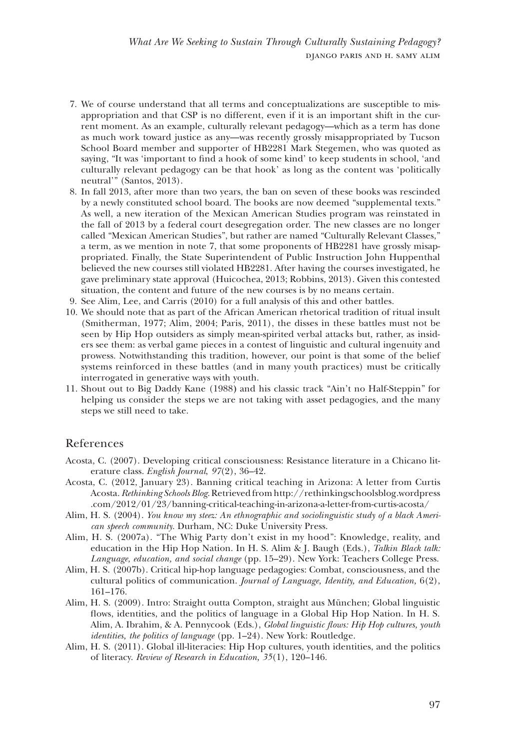7. We of course understand that all terms and conceptualizations are susceptible to misappropriation and that CSP is no different, even if it is an important shift in the current moment. As an example, culturally relevant pedagogy—which as a term has done as much work toward justice as any—was recently grossly misappropriated by Tucson School Board member and supporter of HB2281 Mark Stegemen, who was quoted as saying, "It was 'important to find a hook of some kind' to keep students in school, 'and culturally relevant pedagogy can be that hook' as long as the content was 'politically neutral'" (Santos, 2013).
8. In fall 2013, after more than two years, the ban on seven of these books was rescinded by a newly constituted school board. The books are now deemed "supplemental texts." As well, a new iteration of the Mexican American Studies program was reinstated in the fall of 2013 by a federal court desegregation order. The new classes are no longer called "Mexican American Studies", but rather are named "Culturally Relevant Classes," a term, as we mention in note 7, that some proponents of HB2281 have grossly misappropriated. Finally, the State Superintendent of Public Instruction John Huppenthal believed the new courses still violated HB2281. After having the courses investigated, he gave preliminary state approval (Huicochea, 2013; Robbins, 2013). Given this contested situation, the content and future of the new courses is by no means certain.
9. See Alim, Lee, and Carris (2010) for a full analysis of this and other battles.
10. We should note that as part of the African American rhetorical tradition of ritual insult (Smitherman, 1977; Alim, 2004; Paris, 2011), the disses in these battles must not be seen by Hip Hop outsiders as simply mean-spirited verbal attacks but, rather, as insiders see them: as verbal game pieces in a contest of linguistic and cultural ingenuity and prowess. Notwithstanding this tradition, however, our point is that some of the belief systems reinforced in these battles (and in many youth practices) must be critically interrogated in generative ways with youth.
11. Shout out to Big Daddy Kane (1988) and his classic track "Ain't no Half-Steppin" for helping us consider the steps we are not taking with asset pedagogies, and the many steps we still need to take.

## References

Acosta, C. (2007). Developing critical consciousness: Resistance literature in a Chicano literature class. *English Journal*, *97*(2), 36–42.

Acosta, C. (2012, January 23). Banning critical teaching in Arizona: A letter from Curtis Acosta. *Rethinking Schools Blog*. Retrieved from http://rethinkingschoolsblog.wordpress.com/2012/01/23/banning-critical-teaching-in-arizona-a-letter-from-curtis-acosta/

Alim, H. S. (2004). *You know my steez: An ethnographic and sociolinguistic study of a black American speech community*. Durham, NC: Duke University Press.

Alim, H. S. (2007a). "The Whig Party don't exist in my hood": Knowledge, reality, and education in the Hip Hop Nation. In H. S. Alim & J. Baugh (Eds.), *Talkin Black talk: Language, education, and social change* (pp. 15–29). New York: Teachers College Press.

Alim, H. S. (2007b). Critical hip-hop language pedagogies: Combat, consciousness, and the cultural politics of communication. *Journal of Language, Identity, and Education,* 6(2), 161–176.

Alim, H. S. (2009). Intro: Straight outta Compton, straight aus München; Global linguistic flows, identities, and the politics of language in a Global Hip Hop Nation. In H. S. Alim, A. Ibrahim, & A. Pennycook (Eds.), *Global linguistic flows: Hip Hop cultures, youth identities, the politics of language* (pp. 1–24). New York: Routledge.

Alim, H. S. (2011). Global ill-literacies: Hip Hop cultures, youth identities, and the politics of literacy. *Review of Research in Education, 35*(1), 120–146.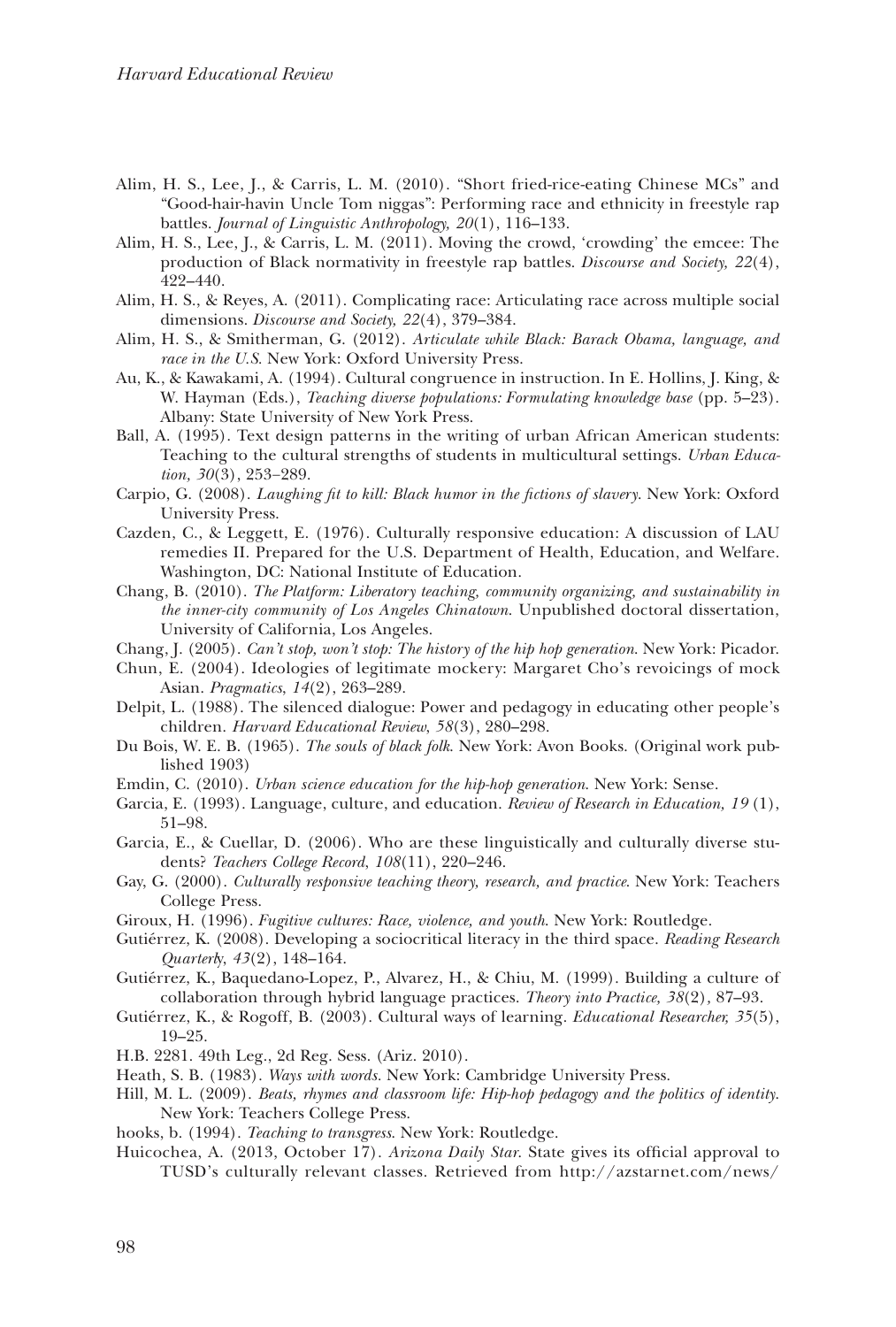Alim, H. S., Lee, J., & Carris, L. M. (2010). "Short fried-rice-eating Chinese MCs" and "Good-hair-havin Uncle Tom niggas": Performing race and ethnicity in freestyle rap battles. *Journal of Linguistic Anthropology, 20*(1), 116–133.

Alim, H. S., Lee, J., & Carris, L. M. (2011). Moving the crowd, 'crowding' the emcee: The production of Black normativity in freestyle rap battles. *Discourse and Society, 22*(4), 422–440.

Alim, H. S., & Reyes, A. (2011). Complicating race: Articulating race across multiple social dimensions. *Discourse and Society, 22*(4), 379–384.

Alim, H. S., & Smitherman, G. (2012). *Articulate while Black: Barack Obama, language, and race in the U.S.* New York: Oxford University Press.

Au, K., & Kawakami, A. (1994). Cultural congruence in instruction. In E. Hollins, J. King, & W. Hayman (Eds.), *Teaching diverse populations: Formulating knowledge base* (pp. 5–23). Albany: State University of New York Press.

Ball, A. (1995). Text design patterns in the writing of urban African American students: Teaching to the cultural strengths of students in multicultural settings. *Urban Education, 30*(3), 253–289.

Carpio, G. (2008). *Laughing fit to kill: Black humor in the fictions of slavery.* New York: Oxford University Press.

Cazden, C., & Leggett, E. (1976). Culturally responsive education: A discussion of LAU remedies II. Prepared for the U.S. Department of Health, Education, and Welfare. Washington, DC: National Institute of Education.

Chang, B. (2010). *The Platform: Liberatory teaching, community organizing, and sustainability in the inner-city community of Los Angeles Chinatown.* Unpublished doctoral dissertation, University of California, Los Angeles.

Chang, J. (2005). *Can't stop, won't stop: The history of the hip hop generation.* New York: Picador.

Chun, E. (2004). Ideologies of legitimate mockery: Margaret Cho's revoicings of mock Asian. *Pragmatics, 14*(2), 263–289.

Delpit, L. (1988). The silenced dialogue: Power and pedagogy in educating other people's children. *Harvard Educational Review, 58*(3), 280–298.

Du Bois, W. E. B. (1965). *The souls of black folk.* New York: Avon Books. (Original work published 1903)

Emdin, C. (2010). *Urban science education for the hip-hop generation.* New York: Sense.

Garcia, E. (1993). Language, culture, and education. *Review of Research in Education, 19* (1), 51–98.

Garcia, E., & Cuellar, D. (2006). Who are these linguistically and culturally diverse students? *Teachers College Record, 108*(11), 220–246.

Gay, G. (2000). *Culturally responsive teaching theory, research, and practice.* New York: Teachers College Press.

Giroux, H. (1996). *Fugitive cultures: Race, violence, and youth.* New York: Routledge.

Gutiérrez, K. (2008). Developing a sociocritical literacy in the third space. *Reading Research Quarterly, 43*(2), 148–164.

Gutiérrez, K., Baquedano-Lopez, P., Alvarez, H., & Chiu, M. (1999). Building a culture of collaboration through hybrid language practices. *Theory into Practice, 38*(2), 87–93.

Gutiérrez, K., & Rogoff, B. (2003). Cultural ways of learning. *Educational Researcher, 35*(5), 19–25.

H.B. 2281. 49th Leg., 2d Reg. Sess. (Ariz. 2010).

Heath, S. B. (1983). *Ways with words.* New York: Cambridge University Press.

Hill, M. L. (2009). *Beats, rhymes and classroom life: Hip-hop pedagogy and the politics of identity.* New York: Teachers College Press.

hooks, b. (1994). *Teaching to transgress.* New York: Routledge.

Huicochea, A. (2013, October 17). *Arizona Daily Star.* State gives its official approval to TUSD's culturally relevant classes. Retrieved from http://azstarnet.com/news/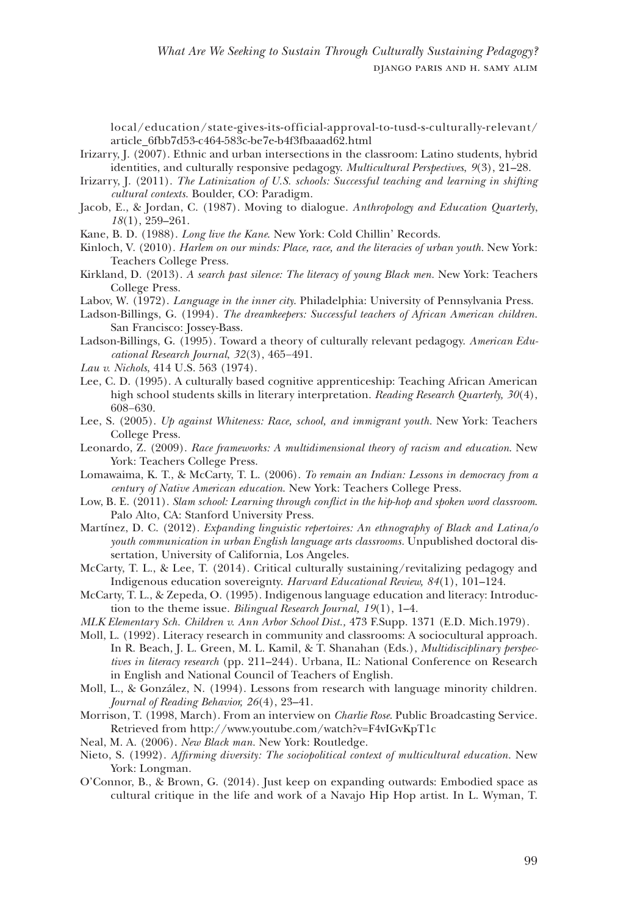local/education/state-gives-its-official-approval-to-tusd-s-culturally-relevant/article_6fbb7d53-c464-583c-be7e-b4f3fbaaad62.html

Irizarry, J. (2007). Ethnic and urban intersections in the classroom: Latino students, hybrid identities, and culturally responsive pedagogy. *Multicultural Perspectives*, *9*(3), 21–28.

Irizarry, J. (2011). *The Latinization of U.S. schools: Successful teaching and learning in shifting cultural contexts.* Boulder, CO: Paradigm.

Jacob, E., & Jordan, C. (1987). Moving to dialogue. *Anthropology and Education Quarterly*, *18*(1), 259–261.

Kane, B. D. (1988). *Long live the Kane.* New York: Cold Chillin' Records.

Kinloch, V. (2010). *Harlem on our minds: Place, race, and the literacies of urban youth.* New York: Teachers College Press.

Kirkland, D. (2013). *A search past silence: The literacy of young Black men.* New York: Teachers College Press.

Labov, W. (1972). *Language in the inner city.* Philadelphia: University of Pennsylvania Press.

Ladson-Billings, G. (1994). *The dreamkeepers: Successful teachers of African American children.* San Francisco: Jossey-Bass.

Ladson-Billings, G. (1995). Toward a theory of culturally relevant pedagogy. *American Educational Research Journal*, *32*(3), 465–491.

*Lau v. Nichols*, 414 U.S. 563 (1974).

Lee, C. D. (1995). A culturally based cognitive apprenticeship: Teaching African American high school students skills in literary interpretation. *Reading Research Quarterly, 30*(4), 608–630.

Lee, S. (2005). *Up against Whiteness: Race, school, and immigrant youth.* New York: Teachers College Press.

Leonardo, Z. (2009). *Race frameworks: A multidimensional theory of racism and education.* New York: Teachers College Press.

Lomawaima, K. T., & McCarty, T. L. (2006). *To remain an Indian: Lessons in democracy from a century of Native American education.* New York: Teachers College Press.

Low, B. E. (2011). *Slam school: Learning through conflict in the hip-hop and spoken word classroom.* Palo Alto, CA: Stanford University Press.

Martínez, D. C. (2012). *Expanding linguistic repertoires: An ethnography of Black and Latina/o youth communication in urban English language arts classrooms.* Unpublished doctoral dissertation, University of California, Los Angeles.

McCarty, T. L., & Lee, T. (2014). Critical culturally sustaining/revitalizing pedagogy and Indigenous education sovereignty. *Harvard Educational Review, 84*(1), 101–124.

McCarty, T. L., & Zepeda, O. (1995). Indigenous language education and literacy: Introduction to the theme issue. *Bilingual Research Journal, 19*(1), 1–4.

*MLK Elementary Sch. Children v. Ann Arbor School Dist.,* 473 F.Supp. 1371 (E.D. Mich.1979).

Moll, L. (1992). Literacy research in community and classrooms: A sociocultural approach. In R. Beach, J. L. Green, M. L. Kamil, & T. Shanahan (Eds.), *Multidisciplinary perspectives in literacy research* (pp. 211–244). Urbana, IL: National Conference on Research in English and National Council of Teachers of English.

Moll, L., & González, N. (1994). Lessons from research with language minority children. *Journal of Reading Behavior, 26*(4), 23–41.

Morrison, T. (1998, March). From an interview on *Charlie Rose*. Public Broadcasting Service. Retrieved from http://www.youtube.com/watch?v=F4vIGvKpT1c

Neal, M. A. (2006). *New Black man.* New York: Routledge.

Nieto, S. (1992). *Affirming diversity: The sociopolitical context of multicultural education.* New York: Longman.

O'Connor, B., & Brown, G. (2014). Just keep on expanding outwards: Embodied space as cultural critique in the life and work of a Navajo Hip Hop artist. In L. Wyman, T.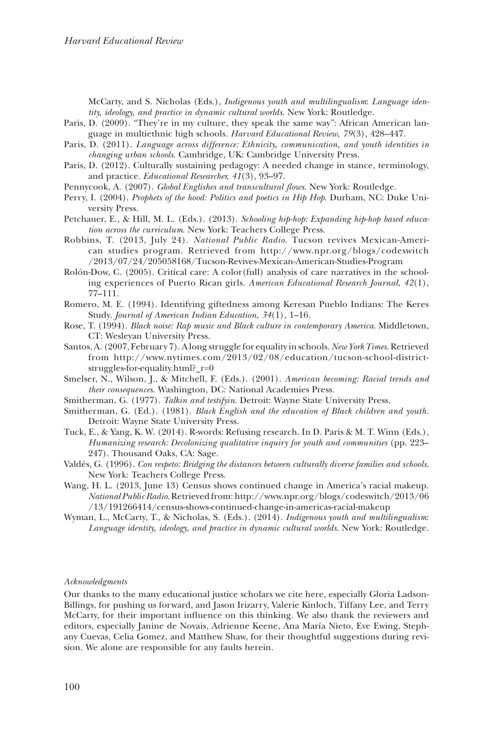McCarty, and S. Nicholas (Eds.), *Indigenous youth and multilingualism: Language identity, ideology, and practice in dynamic cultural worlds*. New York: Routledge.

Paris, D. (2009). "They're in my culture, they speak the same way": African American language in multiethnic high schools. *Harvard Educational Review, 79*(3), 428–447.

Paris, D. (2011). *Language across difference: Ethnicity, communication, and youth identities in changing urban schools*. Cambridge, UK: Cambridge University Press.

Paris, D. (2012). Culturally sustaining pedagogy: A needed change in stance, terminology, and practice. *Educational Researcher, 41*(3), 93–97.

Pennycook, A. (2007). *Global Englishes and transcultural flows*. New York: Routledge.

Perry, I. (2004). *Prophets of the hood: Politics and poetics in Hip Hop*. Durham, NC: Duke University Press.

Petchauer, E., & Hill, M. L. (Eds.). (2013). *Schooling hip-hop: Expanding hip-hop based education across the curriculum*. New York: Teachers College Press.

Robbins, T. (2013, July 24). *National Public Radio*. Tucson revives Mexican-American studies program. Retrieved from http://www.npr.org/blogs/codeswitch/2013/07/24/205058168/Tucson-Revives-Mexican-American-Studies-Program

Rolón-Dow, C. (2005). Critical care: A color(full) analysis of care narratives in the schooling experiences of Puerto Rican girls. *American Educational Research Journal, 42*(1), 77–111.

Romero, M. E. (1994). Identifying giftedness among Keresan Pueblo Indians: The Keres Study. *Journal of American Indian Education, 34*(1), 1–16.

Rose, T. (1994). *Black noise: Rap music and Black culture in contemporary America*. Middletown, CT: Wesleyan University Press.

Santos, A. (2007, February 7). A long struggle for equality in schools. *New York Times*. Retrieved from http://www.nytimes.com/2013/02/08/education/tucson-school-district-struggles-for-equality.html?_r=0

Smelser, N., Wilson, J., & Mitchell, F. (Eds.). (2001). *American becoming: Racial trends and their consequences*. Washington, DC: National Academies Press.

Smitherman, G. (1977). *Talkin and testifyin*. Detroit: Wayne State University Press.

Smitherman, G. (Ed.). (1981). *Black English and the education of Black children and youth*. Detroit: Wayne State University Press.

Tuck, E., & Yang, K. W. (2014). R-words: Refusing research. In D. Paris & M. T. Winn (Eds.), *Humanizing research: Decolonizing qualitative inquiry for youth and communities* (pp. 223–247). Thousand Oaks, CA: Sage.

Valdés, G. (1996). *Con respeto: Bridging the distances between culturally diverse families and schools*. New York: Teachers College Press.

Wang, H. L. (2013, June 13) Census shows continued change in America's racial makeup. *National Public Radio*. Retrieved from: http://www.npr.org/blogs/codeswitch/2013/06/13/191266414/census-shows-continued-change-in-americas-racial-makeup

Wyman, L., McCarty, T., & Nicholas, S. (Eds.). (2014). *Indigenous youth and multilingualism: Language identity, ideology, and practice in dynamic cultural worlds*. New York: Routledge.

*Acknowledgments*

Our thanks to the many educational justice scholars we cite here, especially Gloria Ladson-Billings, for pushing us forward, and Jason Irizarry, Valerie Kinloch, Tiffany Lee, and Terry McCarty, for their important influence on this thinking. We also thank the reviewers and editors, especially Janine de Novais, Adrienne Keene, Ana María Nieto, Eve Ewing, Stephany Cuevas, Celia Gomez, and Matthew Shaw, for their thoughtful suggestions during revision. We alone are responsible for any faults herein.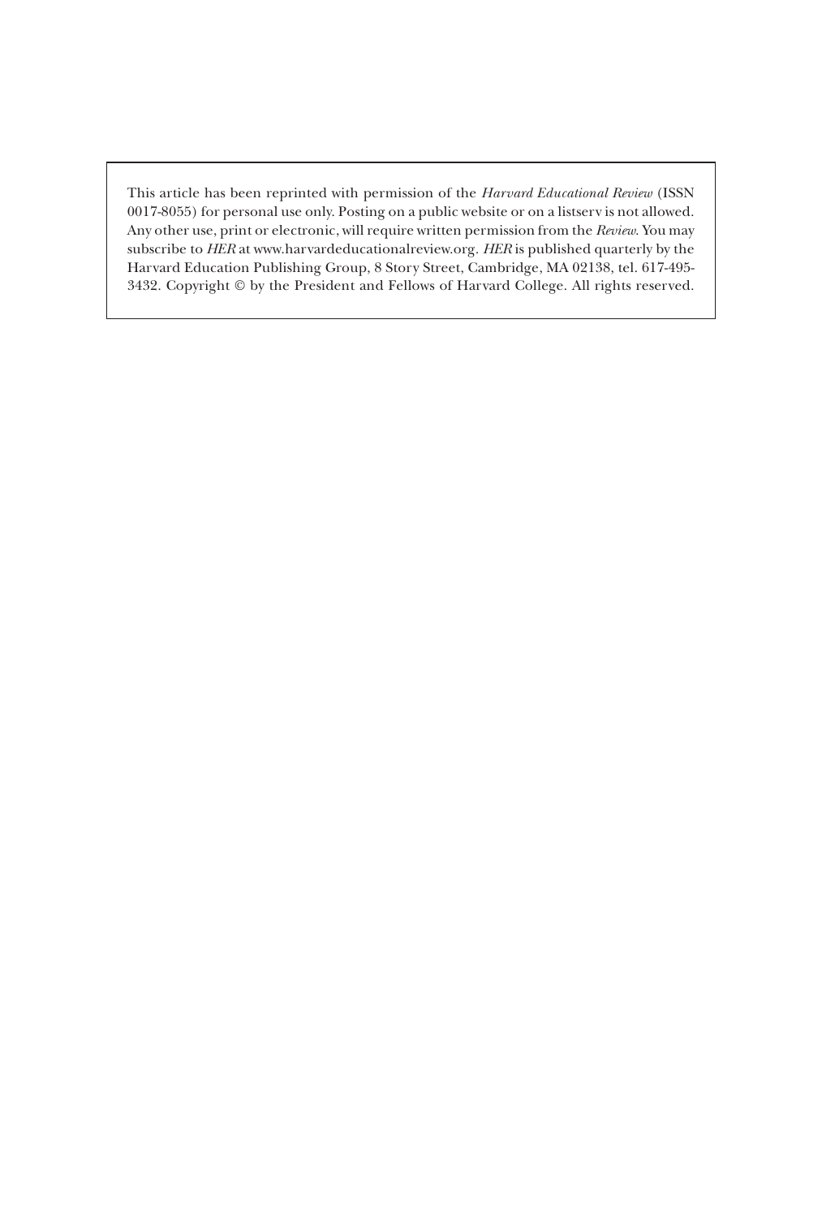This article has been reprinted with permission of the *Harvard Educational Review* (ISSN 0017-8055) for personal use only. Posting on a public website or on a listserv is not allowed. Any other use, print or electronic, will require written permission from the *Review*. You may subscribe to *HER* at www.harvardeducationalreview.org. *HER* is published quarterly by the Harvard Education Publishing Group, 8 Story Street, Cambridge, MA 02138, tel. 617-495-3432. Copyright © by the President and Fellows of Harvard College. All rights reserved.